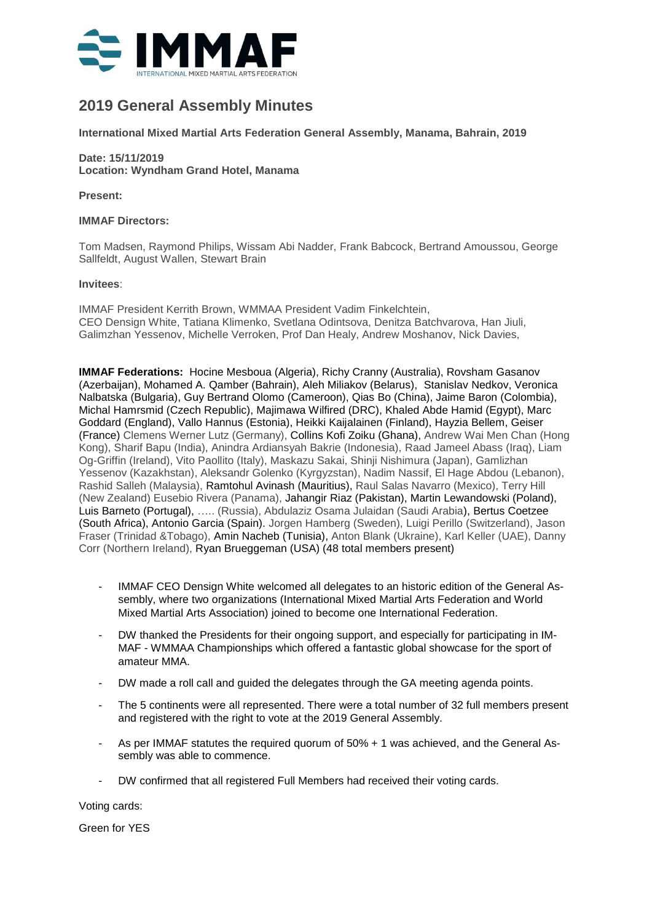# 2019 General Assembly Minutes

**International Mixed Martial Arts Federation General Assembly, Manama, Bahrain, 2019**

**Date: 15/11/2019**
**Location: Wyndham Grand Hotel, Manama**

**Present:**

**IMMAF Directors:**

Tom Madsen, Raymond Philips, Wissam Abi Nadder, Frank Babcock, Bertrand Amoussou, George Sallfeldt, August Wallen, Stewart Brain

**Invitees**:

IMMAF President Kerrith Brown, WMMAA President Vadim Finkelchtein,
CEO Densign White, Tatiana Klimenko, Svetlana Odintsova, Denitza Batchvarova, Han Jiuli, Galimzhan Yessenov, Michelle Verroken, Prof Dan Healy, Andrew Moshanov, Nick Davies,

**IMMAF Federations:** Hocine Mesboua (Algeria), Richy Cranny (Australia), Rovsham Gasanov (Azerbaijan), Mohamed A. Qamber (Bahrain), Aleh Miliakov (Belarus), Stanislav Nedkov, Veronica Nalbatska (Bulgaria), Guy Bertrand Olomo (Cameroon), Qias Bo (China), Jaime Baron (Colombia), Michal Hamrsmid (Czech Republic), Majimawa Wilfired (DRC), Khaled Abde Hamid (Egypt), Marc Goddard (England), Vallo Hannus (Estonia), Heikki Kaijalainen (Finland), Hayzia Bellem, Geiser (France) Clemens Werner Lutz (Germany), Collins Kofi Zoiku (Ghana), Andrew Wai Men Chan (Hong Kong), Sharif Bapu (India), Anindra Ardiansyah Bakrie (Indonesia), Raad Jameel Abass (Iraq), Liam Og-Griffin (Ireland), Vito Paollito (Italy), Maskazu Sakai, Shinji Nishimura (Japan), Gamlizhan Yessenov (Kazakhstan), Aleksandr Golenko (Kyrgyzstan), Nadim Nassif, El Hage Abdou (Lebanon), Rashid Salleh (Malaysia), Ramtohul Avinash (Mauritius), Raul Salas Navarro (Mexico), Terry Hill (New Zealand) Eusebio Rivera (Panama), Jahangir Riaz (Pakistan), Martin Lewandowski (Poland), Luis Barneto (Portugal), ….. (Russia), Abdulaziz Osama Julaidan (Saudi Arabia), Bertus Coetzee (South Africa), Antonio Garcia (Spain). Jorgen Hamberg (Sweden), Luigi Perillo (Switzerland), Jason Fraser (Trinidad &Tobago), Amin Nacheb (Tunisia), Anton Blank (Ukraine), Karl Keller (UAE), Danny Corr (Northern Ireland), Ryan Brueggeman (USA) (48 total members present)

- IMMAF CEO Densign White welcomed all delegates to an historic edition of the General Assembly, where two organizations (International Mixed Martial Arts Federation and World Mixed Martial Arts Association) joined to become one International Federation.
- DW thanked the Presidents for their ongoing support, and especially for participating in IMMAF - WMMAA Championships which offered a fantastic global showcase for the sport of amateur MMA.
- DW made a roll call and guided the delegates through the GA meeting agenda points.
- The 5 continents were all represented. There were a total number of 32 full members present and registered with the right to vote at the 2019 General Assembly.
- As per IMMAF statutes the required quorum of 50% + 1 was achieved, and the General Assembly was able to commence.
- DW confirmed that all registered Full Members had received their voting cards.

Voting cards:

Green for YES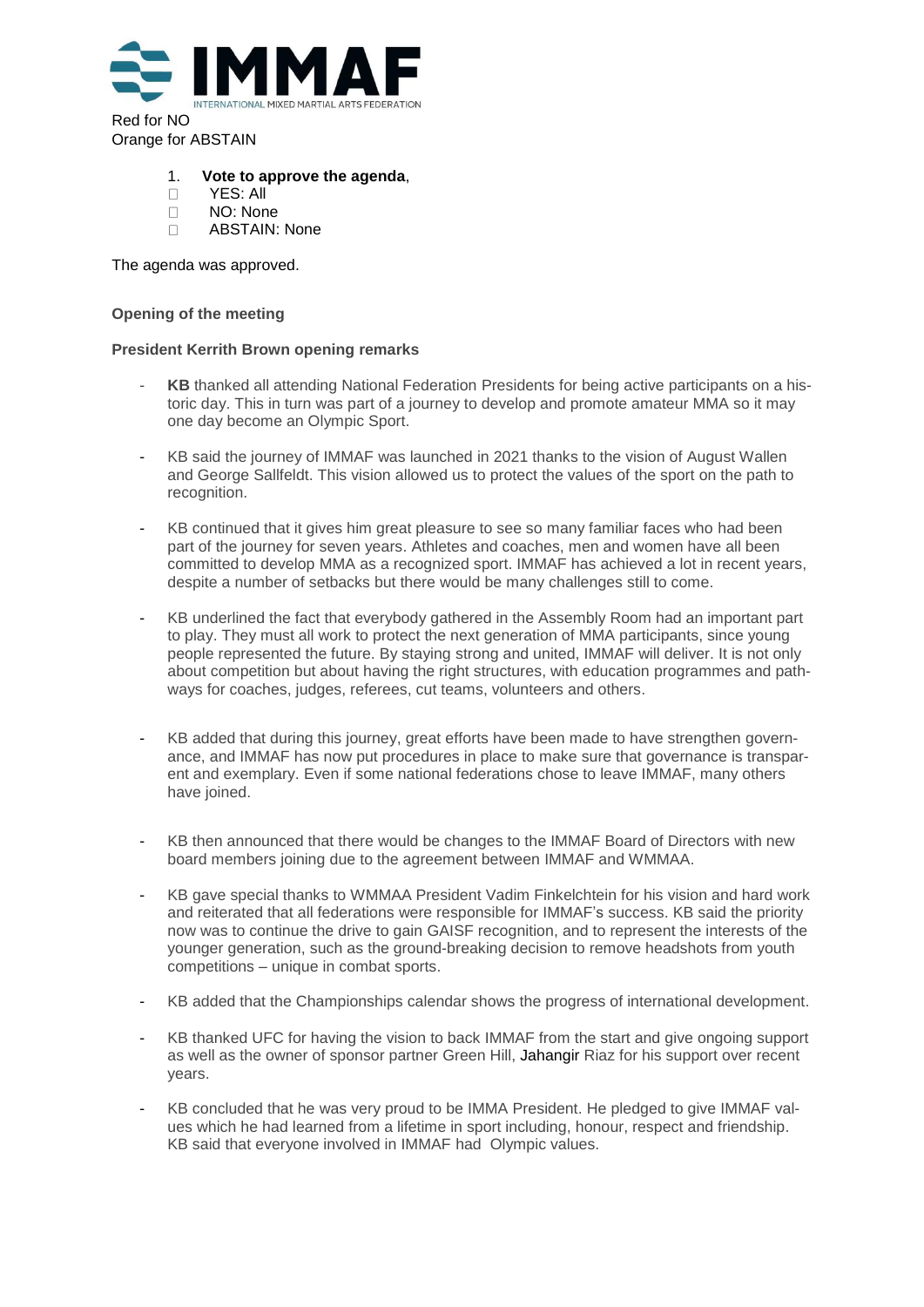Red for NO
Orange for ABSTAIN

1. **Vote to approve the agenda**,
   - YES: All
   - NO: None
   - ABSTAIN: None

The agenda was approved.

**Opening of the meeting**

**President Kerrith Brown opening remarks**

- **KB** thanked all attending National Federation Presidents for being active participants on a historic day. This in turn was part of a journey to develop and promote amateur MMA so it may one day become an Olympic Sport.

- KB said the journey of IMMAF was launched in 2021 thanks to the vision of August Wallen and George Sallfeldt. This vision allowed us to protect the values of the sport on the path to recognition.

- KB continued that it gives him great pleasure to see so many familiar faces who had been part of the journey for seven years. Athletes and coaches, men and women have all been committed to develop MMA as a recognized sport. IMMAF has achieved a lot in recent years, despite a number of setbacks but there would be many challenges still to come.

- KB underlined the fact that everybody gathered in the Assembly Room had an important part to play. They must all work to protect the next generation of MMA participants, since young people represented the future. By staying strong and united, IMMAF will deliver. It is not only about competition but about having the right structures, with education programmes and pathways for coaches, judges, referees, cut teams, volunteers and others.

- KB added that during this journey, great efforts have been made to have strengthen governance, and IMMAF has now put procedures in place to make sure that governance is transparent and exemplary. Even if some national federations chose to leave IMMAF, many others have joined.

- KB then announced that there would be changes to the IMMAF Board of Directors with new board members joining due to the agreement between IMMAF and WMMAA.

- KB gave special thanks to WMMAA President Vadim Finkelchtein for his vision and hard work and reiterated that all federations were responsible for IMMAF's success. KB said the priority now was to continue the drive to gain GAISF recognition, and to represent the interests of the younger generation, such as the ground-breaking decision to remove headshots from youth competitions – unique in combat sports.

- KB added that the Championships calendar shows the progress of international development.

- KB thanked UFC for having the vision to back IMMAF from the start and give ongoing support as well as the owner of sponsor partner Green Hill, Jahangir Riaz for his support over recent years.

- KB concluded that he was very proud to be IMMA President. He pledged to give IMMAF values which he had learned from a lifetime in sport including, honour, respect and friendship. KB said that everyone involved in IMMAF had Olympic values.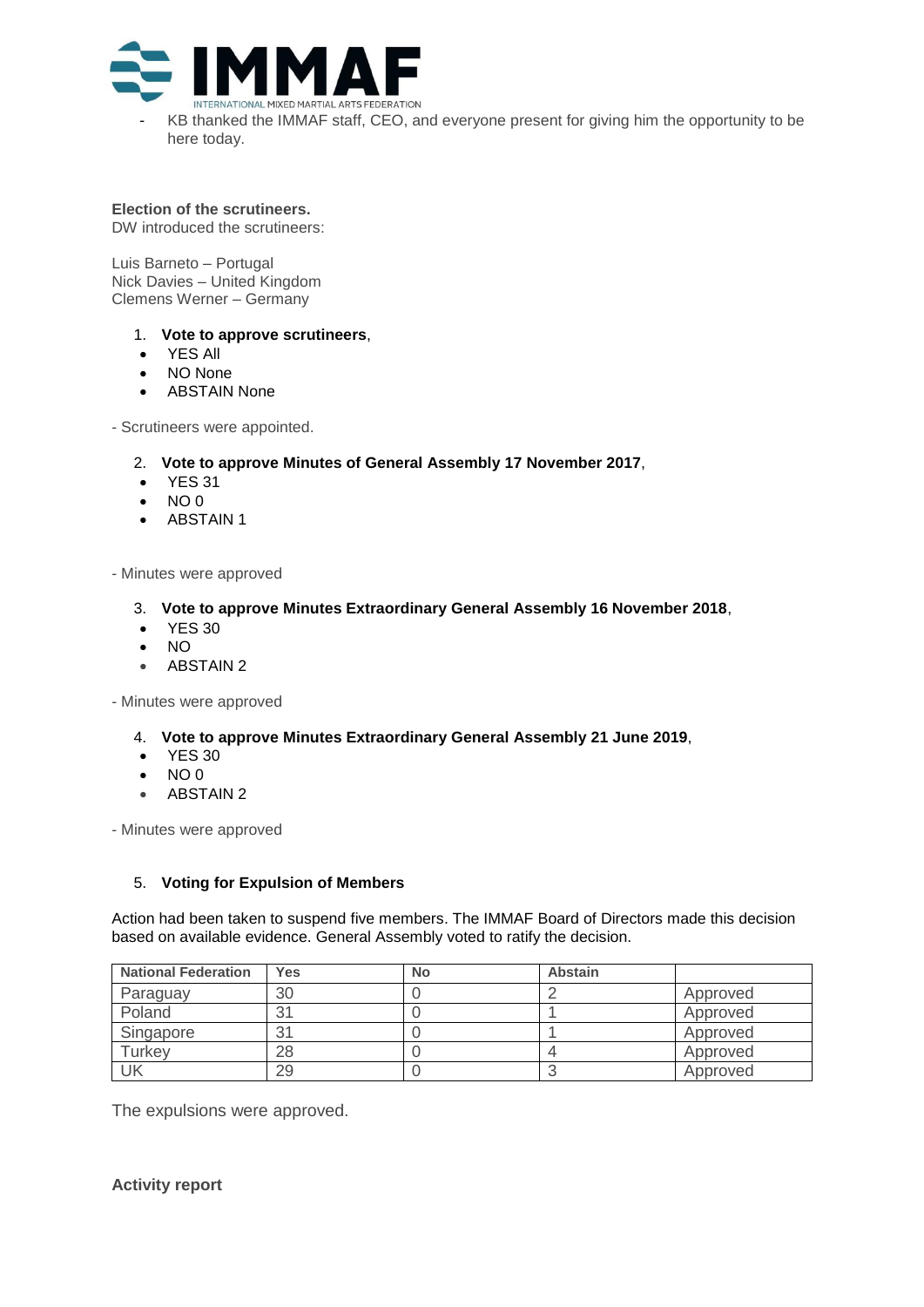- KB thanked the IMMAF staff, CEO, and everyone present for giving him the opportunity to be here today.

**Election of the scrutineers.**
DW introduced the scrutineers:

Luis Barneto – Portugal
Nick Davies – United Kingdom
Clemens Werner – Germany

1. **Vote to approve scrutineers**,

- YES All
- NO None
- ABSTAIN None

- Scrutineers were appointed.

2. **Vote to approve Minutes of General Assembly 17 November 2017**,

- YES 31
- NO 0
- ABSTAIN 1

- Minutes were approved

3. **Vote to approve Minutes Extraordinary General Assembly 16 November 2018**,

- YES 30
- NO
- ABSTAIN 2

- Minutes were approved

4. **Vote to approve Minutes Extraordinary General Assembly 21 June 2019**,

- YES 30
- NO 0
- ABSTAIN 2

- Minutes were approved

5. **Voting for Expulsion of Members**

Action had been taken to suspend five members. The IMMAF Board of Directors made this decision based on available evidence. General Assembly voted to ratify the decision.

| National Federation | Yes | No | Abstain | |
|---|---|---|---|---|
| Paraguay | 30 | 0 | 2 | Approved |
| Poland | 31 | 0 | 1 | Approved |
| Singapore | 31 | 0 | 1 | Approved |
| Turkey | 28 | 0 | 4 | Approved |
| UK | 29 | 0 | 3 | Approved |

The expulsions were approved.

**Activity report**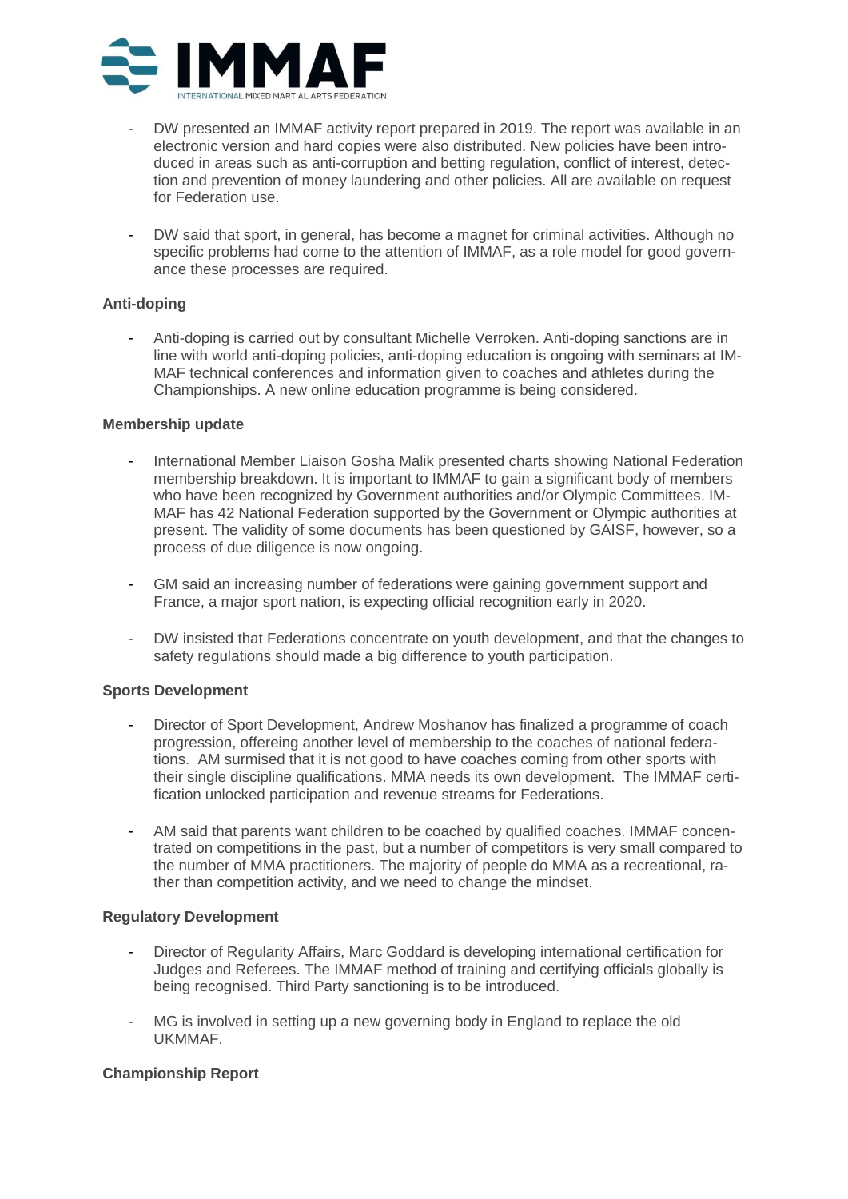- DW presented an IMMAF activity report prepared in 2019. The report was available in an electronic version and hard copies were also distributed. New policies have been introduced in areas such as anti-corruption and betting regulation, conflict of interest, detection and prevention of money laundering and other policies. All are available on request for Federation use.

- DW said that sport, in general, has become a magnet for criminal activities. Although no specific problems had come to the attention of IMMAF, as a role model for good governance these processes are required.

### Anti-doping

- Anti-doping is carried out by consultant Michelle Verroken. Anti-doping sanctions are in line with world anti-doping policies, anti-doping education is ongoing with seminars at IMMAF technical conferences and information given to coaches and athletes during the Championships. A new online education programme is being considered.

### Membership update

- International Member Liaison Gosha Malik presented charts showing National Federation membership breakdown. It is important to IMMAF to gain a significant body of members who have been recognized by Government authorities and/or Olympic Committees. IMMAF has 42 National Federation supported by the Government or Olympic authorities at present. The validity of some documents has been questioned by GAISF, however, so a process of due diligence is now ongoing.

- GM said an increasing number of federations were gaining government support and France, a major sport nation, is expecting official recognition early in 2020.

- DW insisted that Federations concentrate on youth development, and that the changes to safety regulations should made a big difference to youth participation.

### Sports Development

- Director of Sport Development, Andrew Moshanov has finalized a programme of coach progression, offereing another level of membership to the coaches of national federations. AM surmised that it is not good to have coaches coming from other sports with their single discipline qualifications. MMA needs its own development. The IMMAF certification unlocked participation and revenue streams for Federations.

- AM said that parents want children to be coached by qualified coaches. IMMAF concentrated on competitions in the past, but a number of competitors is very small compared to the number of MMA practitioners. The majority of people do MMA as a recreational, rather than competition activity, and we need to change the mindset.

### Regulatory Development

- Director of Regularity Affairs, Marc Goddard is developing international certification for Judges and Referees. The IMMAF method of training and certifying officials globally is being recognised. Third Party sanctioning is to be introduced.

- MG is involved in setting up a new governing body in England to replace the old UKMMAF.

### Championship Report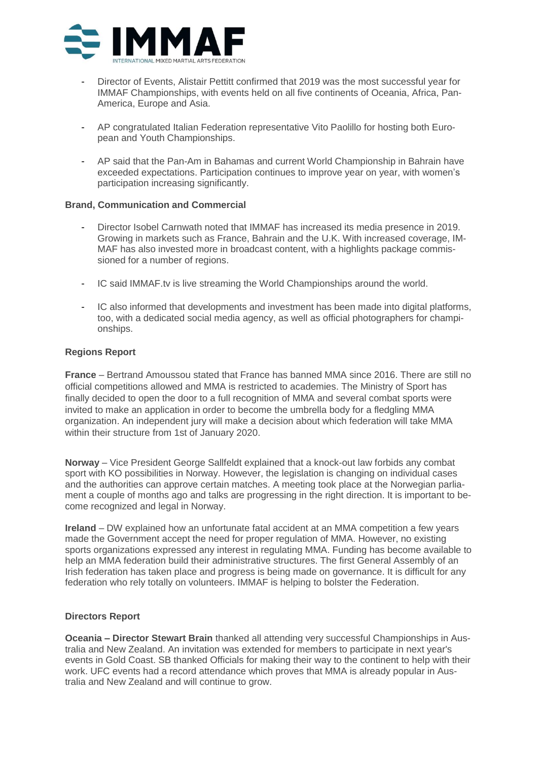- Director of Events, Alistair Pettitt confirmed that 2019 was the most successful year for IMMAF Championships, with events held on all five continents of Oceania, Africa, Pan-America, Europe and Asia.

- AP congratulated Italian Federation representative Vito Paolillo for hosting both European and Youth Championships.

- AP said that the Pan-Am in Bahamas and current World Championship in Bahrain have exceeded expectations. Participation continues to improve year on year, with women's participation increasing significantly.

**Brand, Communication and Commercial**

- Director Isobel Carnwath noted that IMMAF has increased its media presence in 2019. Growing in markets such as France, Bahrain and the U.K. With increased coverage, IMMAF has also invested more in broadcast content, with a highlights package commissioned for a number of regions.

- IC said IMMAF.tv is live streaming the World Championships around the world.

- IC also informed that developments and investment has been made into digital platforms, too, with a dedicated social media agency, as well as official photographers for championships.

**Regions Report**

**France** – Bertrand Amoussou stated that France has banned MMA since 2016. There are still no official competitions allowed and MMA is restricted to academies. The Ministry of Sport has finally decided to open the door to a full recognition of MMA and several combat sports were invited to make an application in order to become the umbrella body for a fledgling MMA organization. An independent jury will make a decision about which federation will take MMA within their structure from 1st of January 2020.

**Norway** – Vice President George Sallfeldt explained that a knock-out law forbids any combat sport with KO possibilities in Norway. However, the legislation is changing on individual cases and the authorities can approve certain matches. A meeting took place at the Norwegian parliament a couple of months ago and talks are progressing in the right direction. It is important to become recognized and legal in Norway.

**Ireland** – DW explained how an unfortunate fatal accident at an MMA competition a few years made the Government accept the need for proper regulation of MMA. However, no existing sports organizations expressed any interest in regulating MMA. Funding has become available to help an MMA federation build their administrative structures. The first General Assembly of an Irish federation has taken place and progress is being made on governance. It is difficult for any federation who rely totally on volunteers. IMMAF is helping to bolster the Federation.

**Directors Report**

**Oceania – Director Stewart Brain** thanked all attending very successful Championships in Australia and New Zealand. An invitation was extended for members to participate in next year's events in Gold Coast. SB thanked Officials for making their way to the continent to help with their work. UFC events had a record attendance which proves that MMA is already popular in Australia and New Zealand and will continue to grow.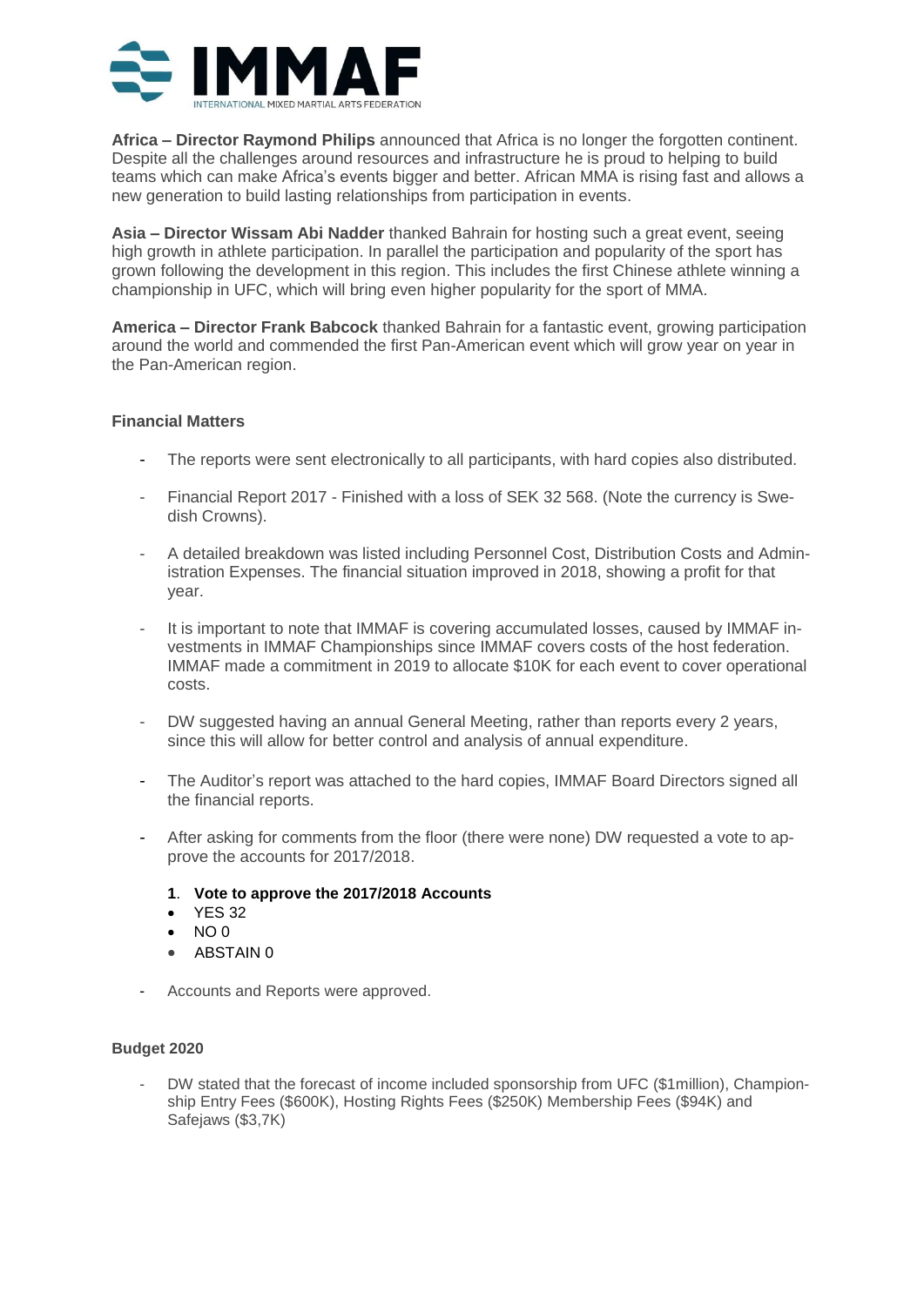**Africa – Director Raymond Philips** announced that Africa is no longer the forgotten continent. Despite all the challenges around resources and infrastructure he is proud to helping to build teams which can make Africa's events bigger and better. African MMA is rising fast and allows a new generation to build lasting relationships from participation in events.

**Asia – Director Wissam Abi Nadder** thanked Bahrain for hosting such a great event, seeing high growth in athlete participation. In parallel the participation and popularity of the sport has grown following the development in this region. This includes the first Chinese athlete winning a championship in UFC, which will bring even higher popularity for the sport of MMA.

**America – Director Frank Babcock** thanked Bahrain for a fantastic event, growing participation around the world and commended the first Pan-American event which will grow year on year in the Pan-American region.

### Financial Matters

- The reports were sent electronically to all participants, with hard copies also distributed.
- Financial Report 2017 - Finished with a loss of SEK 32 568. (Note the currency is Swedish Crowns).
- A detailed breakdown was listed including Personnel Cost, Distribution Costs and Administration Expenses. The financial situation improved in 2018, showing a profit for that year.
- It is important to note that IMMAF is covering accumulated losses, caused by IMMAF investments in IMMAF Championships since IMMAF covers costs of the host federation. IMMAF made a commitment in 2019 to allocate $10K for each event to cover operational costs.
- DW suggested having an annual General Meeting, rather than reports every 2 years, since this will allow for better control and analysis of annual expenditure.
- The Auditor's report was attached to the hard copies, IMMAF Board Directors signed all the financial reports.
- After asking for comments from the floor (there were none) DW requested a vote to approve the accounts for 2017/2018.

  **1. Vote to approve the 2017/2018 Accounts**
  - YES 32
  - NO 0
  - ABSTAIN 0

- Accounts and Reports were approved.

### Budget 2020

- DW stated that the forecast of income included sponsorship from UFC ($1million), Championship Entry Fees ($600K), Hosting Rights Fees ($250K) Membership Fees ($94K) and Safejaws ($3,7K)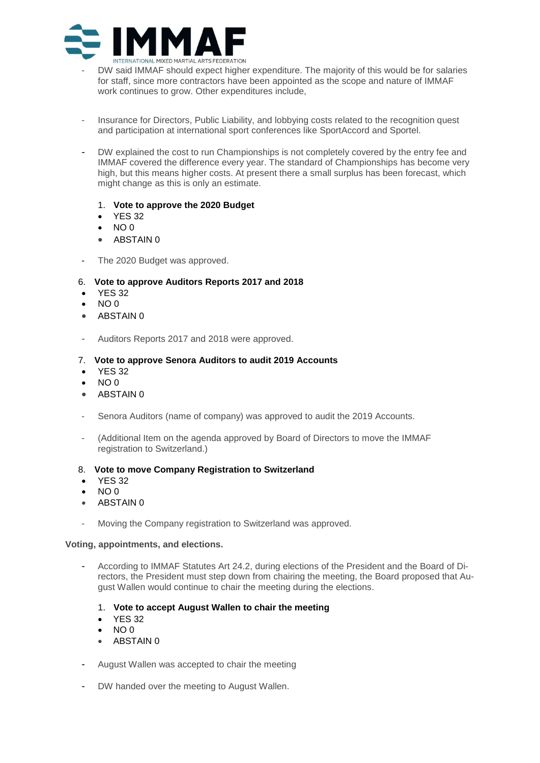- DW said IMMAF should expect higher expenditure. The majority of this would be for salaries for staff, since more contractors have been appointed as the scope and nature of IMMAF work continues to grow. Other expenditures include,

- Insurance for Directors, Public Liability, and lobbying costs related to the recognition quest and participation at international sport conferences like SportAccord and Sportel.

- DW explained the cost to run Championships is not completely covered by the entry fee and IMMAF covered the difference every year. The standard of Championships has become very high, but this means higher costs. At present there a small surplus has been forecast, which might change as this is only an estimate.

  1. **Vote to approve the 2020 Budget**
  - YES 32
  - NO 0
  - ABSTAIN 0

- The 2020 Budget was approved.

6. **Vote to approve Auditors Reports 2017 and 2018**
- YES 32
- NO 0
- ABSTAIN 0

- Auditors Reports 2017 and 2018 were approved.

7. **Vote to approve Senora Auditors to audit 2019 Accounts**
- YES 32
- NO 0
- ABSTAIN 0

- Senora Auditors (name of company) was approved to audit the 2019 Accounts.

- (Additional Item on the agenda approved by Board of Directors to move the IMMAF registration to Switzerland.)

8. **Vote to move Company Registration to Switzerland**
- YES 32
- NO 0
- ABSTAIN 0

- Moving the Company registration to Switzerland was approved.

**Voting, appointments, and elections.**

- According to IMMAF Statutes Art 24.2, during elections of the President and the Board of Directors, the President must step down from chairing the meeting, the Board proposed that August Wallen would continue to chair the meeting during the elections.

  1. **Vote to accept August Wallen to chair the meeting**
  - YES 32
  - NO 0
  - ABSTAIN 0

- August Wallen was accepted to chair the meeting

- DW handed over the meeting to August Wallen.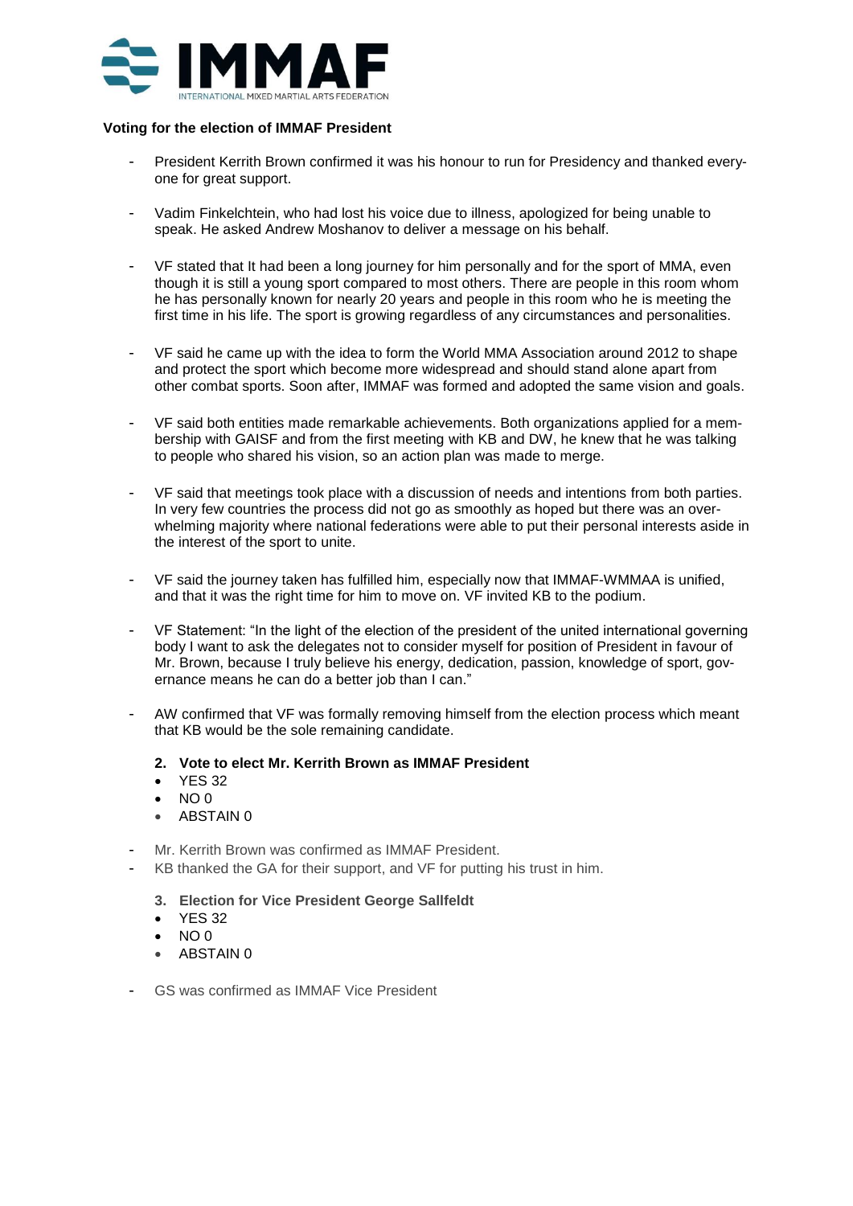**Voting for the election of IMMAF President**

- President Kerrith Brown confirmed it was his honour to run for Presidency and thanked everyone for great support.

- Vadim Finkelchtein, who had lost his voice due to illness, apologized for being unable to speak. He asked Andrew Moshanov to deliver a message on his behalf.

- VF stated that It had been a long journey for him personally and for the sport of MMA, even though it is still a young sport compared to most others. There are people in this room whom he has personally known for nearly 20 years and people in this room who he is meeting the first time in his life. The sport is growing regardless of any circumstances and personalities.

- VF said he came up with the idea to form the World MMA Association around 2012 to shape and protect the sport which become more widespread and should stand alone apart from other combat sports. Soon after, IMMAF was formed and adopted the same vision and goals.

- VF said both entities made remarkable achievements. Both organizations applied for a membership with GAISF and from the first meeting with KB and DW, he knew that he was talking to people who shared his vision, so an action plan was made to merge.

- VF said that meetings took place with a discussion of needs and intentions from both parties. In very few countries the process did not go as smoothly as hoped but there was an overwhelming majority where national federations were able to put their personal interests aside in the interest of the sport to unite.

- VF said the journey taken has fulfilled him, especially now that IMMAF-WMMAA is unified, and that it was the right time for him to move on. VF invited KB to the podium.

- VF Statement: "In the light of the election of the president of the united international governing body I want to ask the delegates not to consider myself for position of President in favour of Mr. Brown, because I truly believe his energy, dedication, passion, knowledge of sport, governance means he can do a better job than I can."

- AW confirmed that VF was formally removing himself from the election process which meant that KB would be the sole remaining candidate.

**2. Vote to elect Mr. Kerrith Brown as IMMAF President**

- YES 32
- NO 0
- ABSTAIN 0

- Mr. Kerrith Brown was confirmed as IMMAF President.
- KB thanked the GA for their support, and VF for putting his trust in him.

**3. Election for Vice President George Sallfeldt**

- YES 32
- NO 0
- ABSTAIN 0

- GS was confirmed as IMMAF Vice President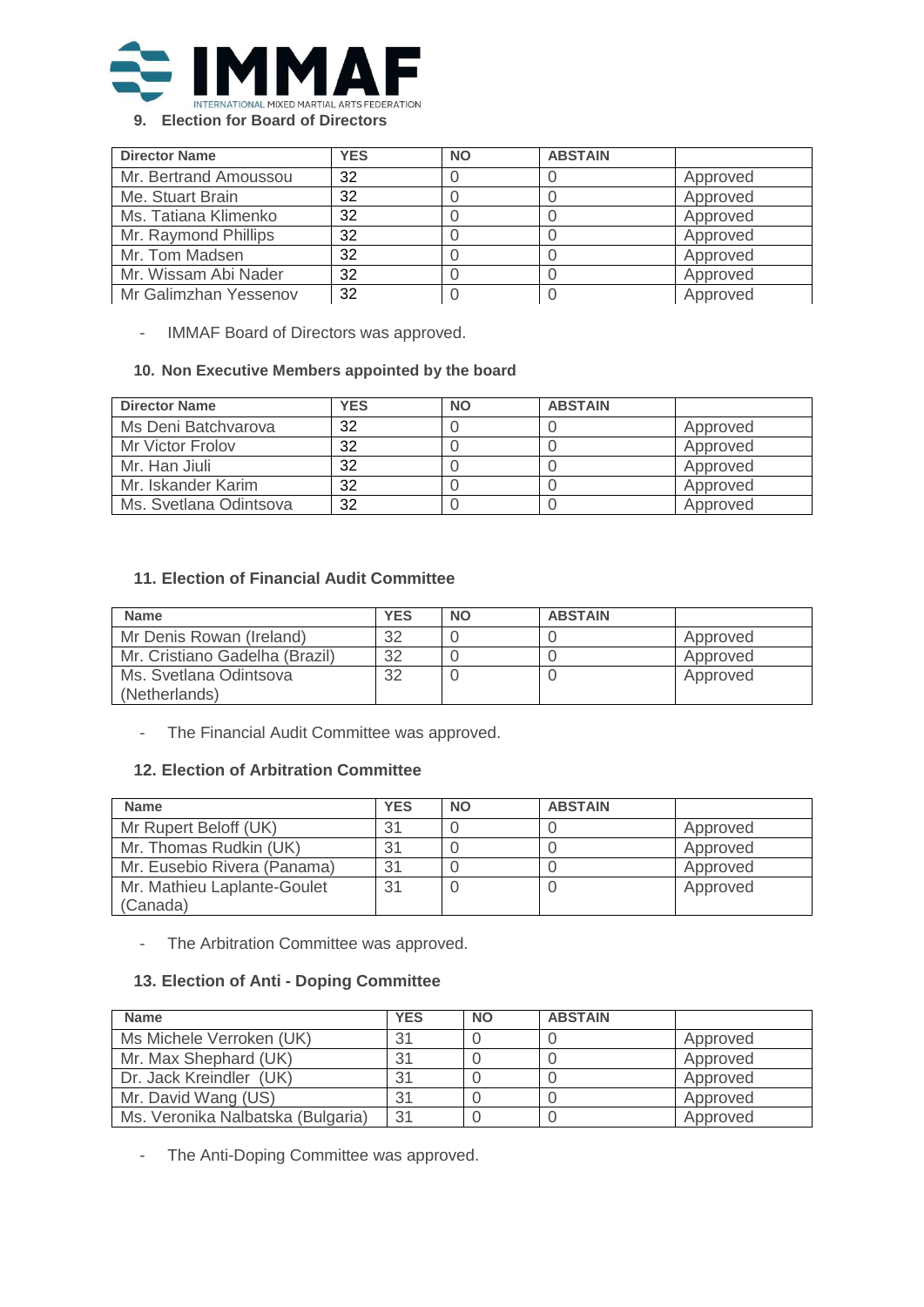### 9. Election for Board of Directors

| Director Name | YES | NO | ABSTAIN | |
|---|---|---|---|---|
| Mr. Bertrand Amoussou | 32 | 0 | 0 | Approved |
| Me. Stuart Brain | 32 | 0 | 0 | Approved |
| Ms. Tatiana Klimenko | 32 | 0 | 0 | Approved |
| Mr. Raymond Phillips | 32 | 0 | 0 | Approved |
| Mr. Tom Madsen | 32 | 0 | 0 | Approved |
| Mr. Wissam Abi Nader | 32 | 0 | 0 | Approved |
| Mr Galimzhan Yessenov | 32 | 0 | 0 | Approved |

- IMMAF Board of Directors was approved.

### 10. Non Executive Members appointed by the board

| Director Name | YES | NO | ABSTAIN | |
|---|---|---|---|---|
| Ms Deni Batchvarova | 32 | 0 | 0 | Approved |
| Mr Victor Frolov | 32 | 0 | 0 | Approved |
| Mr. Han Jiuli | 32 | 0 | 0 | Approved |
| Mr. Iskander Karim | 32 | 0 | 0 | Approved |
| Ms. Svetlana Odintsova | 32 | 0 | 0 | Approved |

### 11. Election of Financial Audit Committee

| Name | YES | NO | ABSTAIN | |
|---|---|---|---|---|
| Mr Denis Rowan (Ireland) | 32 | 0 | 0 | Approved |
| Mr. Cristiano Gadelha (Brazil) | 32 | 0 | 0 | Approved |
| Ms. Svetlana Odintsova (Netherlands) | 32 | 0 | 0 | Approved |

- The Financial Audit Committee was approved.

### 12. Election of Arbitration Committee

| Name | YES | NO | ABSTAIN | |
|---|---|---|---|---|
| Mr Rupert Beloff (UK) | 31 | 0 | 0 | Approved |
| Mr. Thomas Rudkin (UK) | 31 | 0 | 0 | Approved |
| Mr. Eusebio Rivera (Panama) | 31 | 0 | 0 | Approved |
| Mr. Mathieu Laplante-Goulet (Canada) | 31 | 0 | 0 | Approved |

- The Arbitration Committee was approved.

### 13. Election of Anti - Doping Committee

| Name | YES | NO | ABSTAIN | |
|---|---|---|---|---|
| Ms Michele Verroken (UK) | 31 | 0 | 0 | Approved |
| Mr. Max Shephard (UK) | 31 | 0 | 0 | Approved |
| Dr. Jack Kreindler (UK) | 31 | 0 | 0 | Approved |
| Mr. David Wang (US) | 31 | 0 | 0 | Approved |
| Ms. Veronika Nalbatska (Bulgaria) | 31 | 0 | 0 | Approved |

- The Anti-Doping Committee was approved.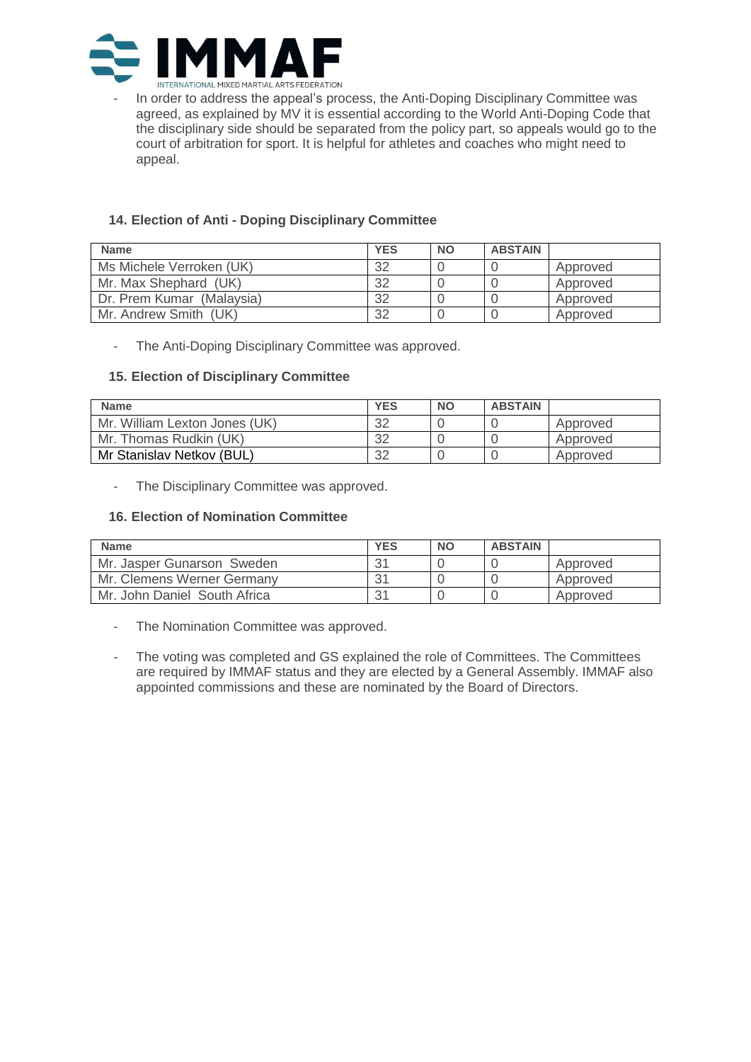- In order to address the appeal's process, the Anti-Doping Disciplinary Committee was agreed, as explained by MV it is essential according to the World Anti-Doping Code that the disciplinary side should be separated from the policy part, so appeals would go to the court of arbitration for sport. It is helpful for athletes and coaches who might need to appeal.

### 14. Election of Anti - Doping Disciplinary Committee

| Name | YES | NO | ABSTAIN | |
|---|---|---|---|---|
| Ms Michele Verroken (UK) | 32 | 0 | 0 | Approved |
| Mr. Max Shephard (UK) | 32 | 0 | 0 | Approved |
| Dr. Prem Kumar (Malaysia) | 32 | 0 | 0 | Approved |
| Mr. Andrew Smith (UK) | 32 | 0 | 0 | Approved |

- The Anti-Doping Disciplinary Committee was approved.

### 15. Election of Disciplinary Committee

| Name | YES | NO | ABSTAIN | |
|---|---|---|---|---|
| Mr. William Lexton Jones (UK) | 32 | 0 | 0 | Approved |
| Mr. Thomas Rudkin (UK) | 32 | 0 | 0 | Approved |
| Mr Stanislav Netkov (BUL) | 32 | 0 | 0 | Approved |

- The Disciplinary Committee was approved.

### 16. Election of Nomination Committee

| Name | YES | NO | ABSTAIN | |
|---|---|---|---|---|
| Mr. Jasper Gunarson Sweden | 31 | 0 | 0 | Approved |
| Mr. Clemens Werner Germany | 31 | 0 | 0 | Approved |
| Mr. John Daniel South Africa | 31 | 0 | 0 | Approved |

- The Nomination Committee was approved.

- The voting was completed and GS explained the role of Committees. The Committees are required by IMMAF status and they are elected by a General Assembly. IMMAF also appointed commissions and these are nominated by the Board of Directors.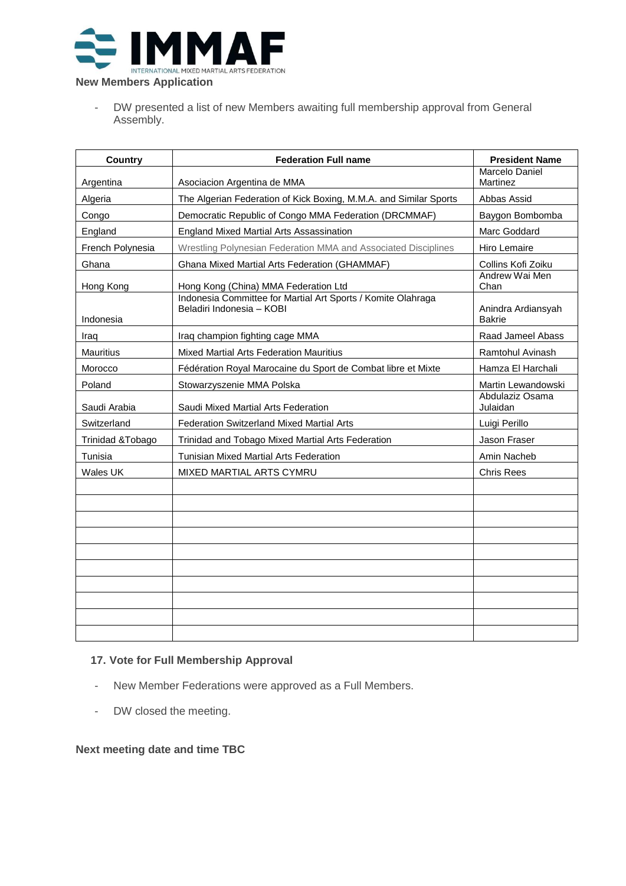**New Members Application**

- DW presented a list of new Members awaiting full membership approval from General Assembly.

| Country | Federation Full name | President Name |
|---|---|---|
| Argentina | Asociacion Argentina de MMA | Marcelo Daniel Martinez |
| Algeria | The Algerian Federation of Kick Boxing, M.M.A. and Similar Sports | Abbas Assid |
| Congo | Democratic Republic of Congo MMA Federation (DRCMMAF) | Baygon Bombomba |
| England | England Mixed Martial Arts Assassination | Marc Goddard |
| French Polynesia | Wrestling Polynesian Federation MMA and Associated Disciplines | Hiro Lemaire |
| Ghana | Ghana Mixed Martial Arts Federation (GHAMMAF) | Collins Kofi Zoiku |
| Hong Kong | Hong Kong (China) MMA Federation Ltd | Andrew Wai Men Chan |
| Indonesia | Indonesia Committee for Martial Art Sports / Komite Olahraga Beladiri Indonesia – KOBI | Anindra Ardiansyah Bakrie |
| Iraq | Iraq champion fighting cage MMA | Raad Jameel Abass |
| Mauritius | Mixed Martial Arts Federation Mauritius | Ramtohul Avinash |
| Morocco | Fédération Royal Marocaine du Sport de Combat libre et Mixte | Hamza El Harchali |
| Poland | Stowarzyszenie MMA Polska | Martin Lewandowski |
| Saudi Arabia | Saudi Mixed Martial Arts Federation | Abdulaziz Osama Julaidan |
| Switzerland | Federation Switzerland Mixed Martial Arts | Luigi Perillo |
| Trinidad &Tobago | Trinidad and Tobago Mixed Martial Arts Federation | Jason Fraser |
| Tunisia | Tunisian Mixed Martial Arts Federation | Amin Nacheb |
| Wales UK | MIXED MARTIAL ARTS CYMRU | Chris Rees |
| | | |
| | | |
| | | |
| | | |
| | | |
| | | |
| | | |
| | | |
| | | |
| | | |

**17. Vote for Full Membership Approval**

- New Member Federations were approved as a Full Members.
- DW closed the meeting.

**Next meeting date and time TBC**